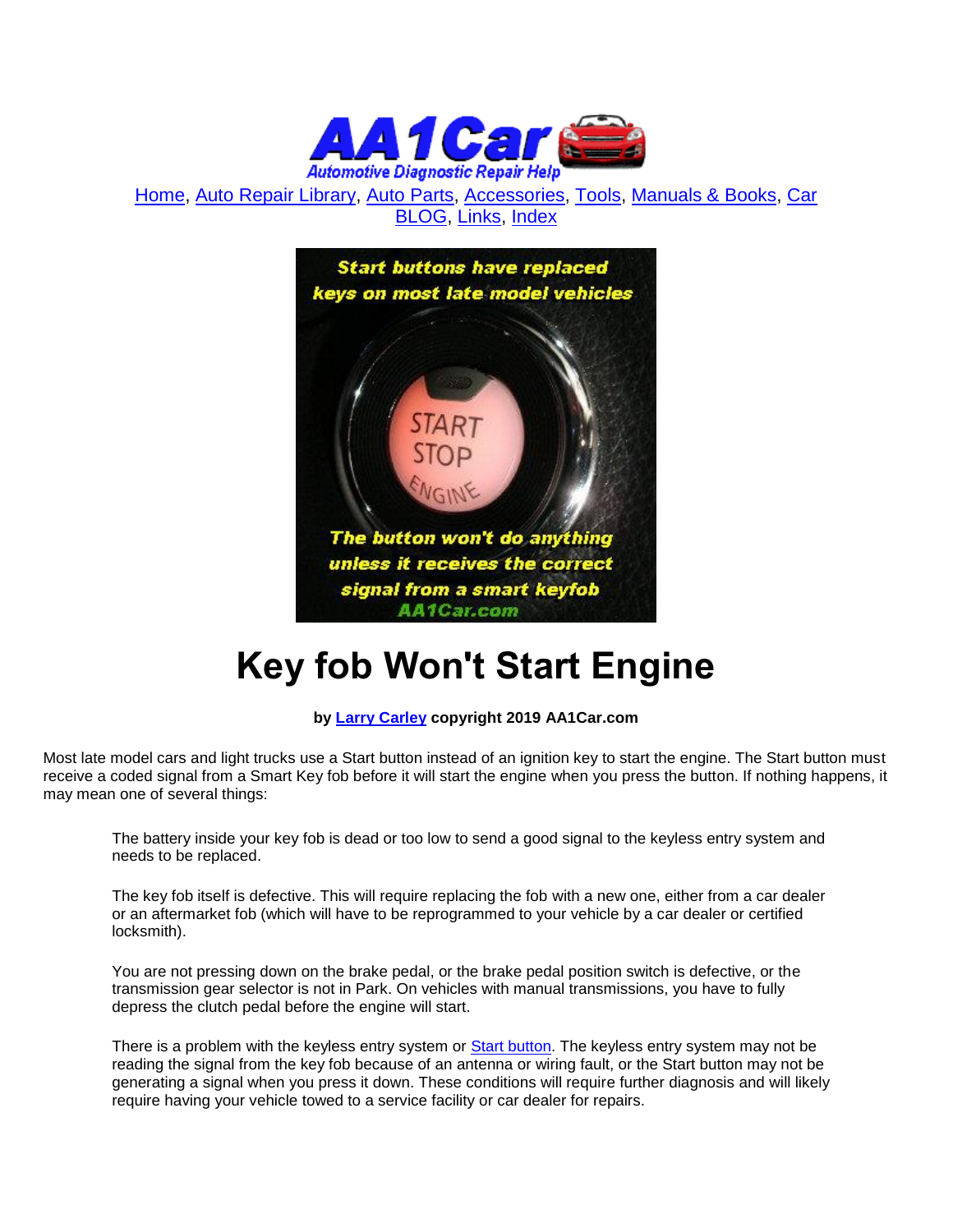Home, Auto Repair Library, Auto Parts, Accessories, Tools, Manuals & Books, Car BLOG, Links, Index

# Key fob Won't Start Engine

**by Larry Carley copyright 2019 AA1Car.com**

Most late model cars and light trucks use a Start button instead of an ignition key to start the engine. The Start button must receive a coded signal from a Smart Key fob before it will start the engine when you press the button. If nothing happens, it may mean one of several things:

The battery inside your key fob is dead or too low to send a good signal to the keyless entry system and needs to be replaced.

The key fob itself is defective. This will require replacing the fob with a new one, either from a car dealer or an aftermarket fob (which will have to be reprogrammed to your vehicle by a car dealer or certified locksmith).

You are not pressing down on the brake pedal, or the brake pedal position switch is defective, or the transmission gear selector is not in Park. On vehicles with manual transmissions, you have to fully depress the clutch pedal before the engine will start.

There is a problem with the keyless entry system or Start button. The keyless entry system may not be reading the signal from the key fob because of an antenna or wiring fault, or the Start button may not be generating a signal when you press it down. These conditions will require further diagnosis and will likely require having your vehicle towed to a service facility or car dealer for repairs.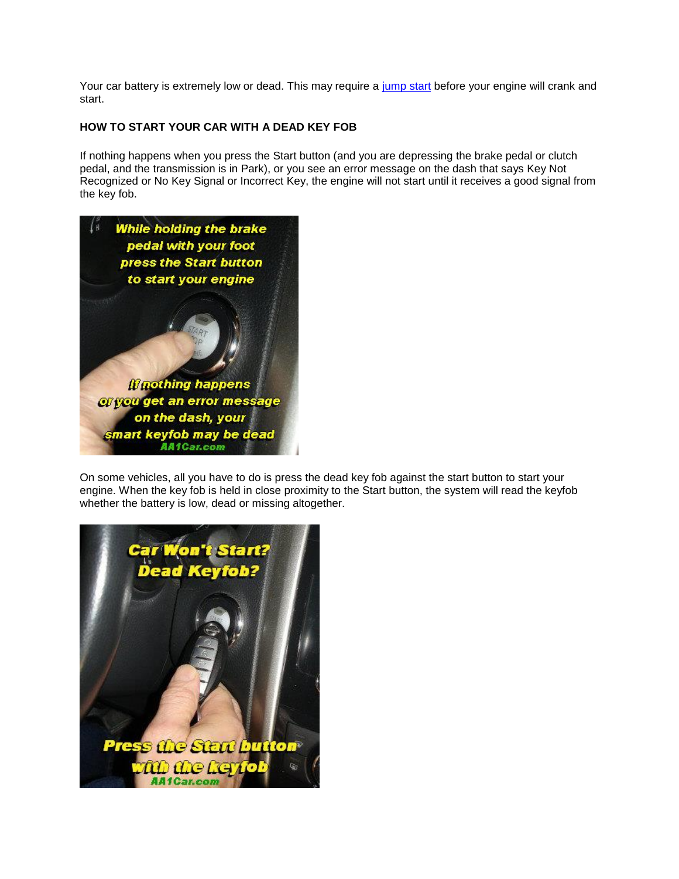Your car battery is extremely low or dead. This may require a [jump start](#) before your engine will crank and start.

**HOW TO START YOUR CAR WITH A DEAD KEY FOB**

If nothing happens when you press the Start button (and you are depressing the brake pedal or clutch pedal, and the transmission is in Park), or you see an error message on the dash that says Key Not Recognized or No Key Signal or Incorrect Key, the engine will not start until it receives a good signal from the key fob.

On some vehicles, all you have to do is press the dead key fob against the start button to start your engine. When the key fob is held in close proximity to the Start button, the system will read the keyfob whether the battery is low, dead or missing altogether.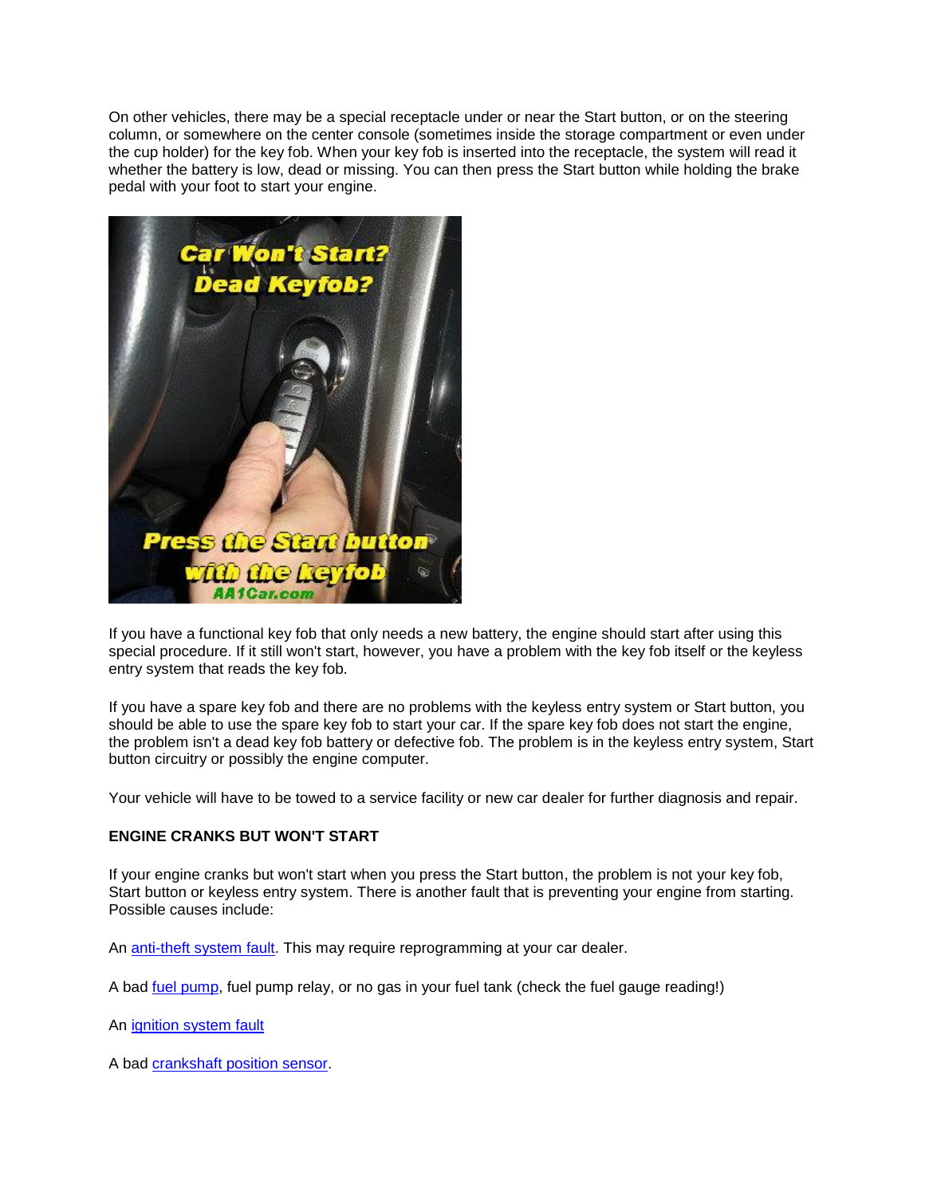On other vehicles, there may be a special receptacle under or near the Start button, or on the steering column, or somewhere on the center console (sometimes inside the storage compartment or even under the cup holder) for the key fob. When your key fob is inserted into the receptacle, the system will read it whether the battery is low, dead or missing. You can then press the Start button while holding the brake pedal with your foot to start your engine.

If you have a functional key fob that only needs a new battery, the engine should start after using this special procedure. If it still won't start, however, you have a problem with the key fob itself or the keyless entry system that reads the key fob.

If you have a spare key fob and there are no problems with the keyless entry system or Start button, you should be able to use the spare key fob to start your car. If the spare key fob does not start the engine, the problem isn't a dead key fob battery or defective fob. The problem is in the keyless entry system, Start button circuitry or possibly the engine computer.

Your vehicle will have to be towed to a service facility or new car dealer for further diagnosis and repair.

**ENGINE CRANKS BUT WON'T START**

If your engine cranks but won't start when you press the Start button, the problem is not your key fob, Start button or keyless entry system. There is another fault that is preventing your engine from starting. Possible causes include:

An anti-theft system fault. This may require reprogramming at your car dealer.

A bad fuel pump, fuel pump relay, or no gas in your fuel tank (check the fuel gauge reading!)

An ignition system fault

A bad crankshaft position sensor.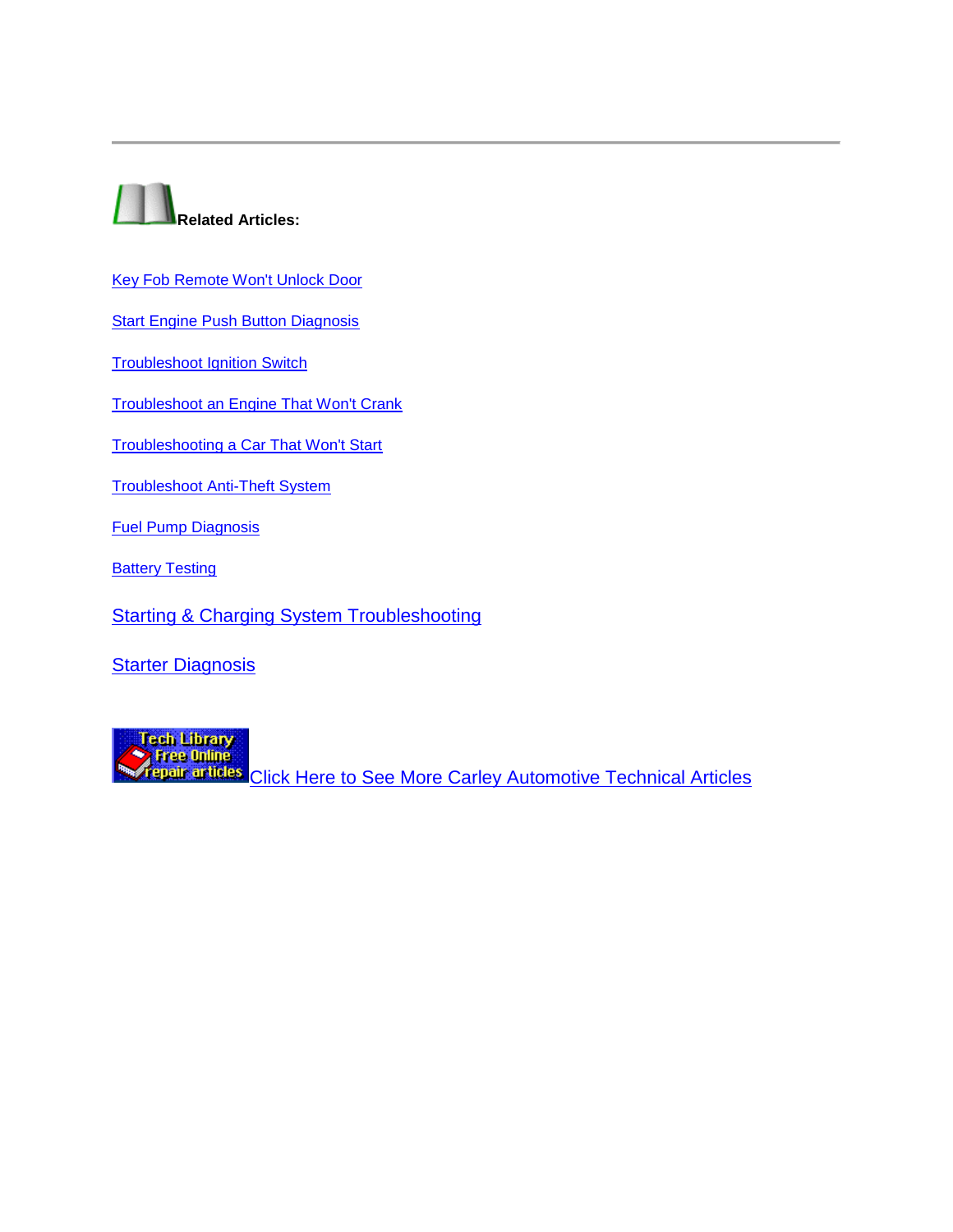---

**Related Articles:**

Key Fob Remote Won't Unlock Door

Start Engine Push Button Diagnosis

Troubleshoot Ignition Switch

Troubleshoot an Engine That Won't Crank

Troubleshooting a Car That Won't Start

Troubleshoot Anti-Theft System

Fuel Pump Diagnosis

Battery Testing

Starting & Charging System Troubleshooting

Starter Diagnosis

Click Here to See More Carley Automotive Technical Articles